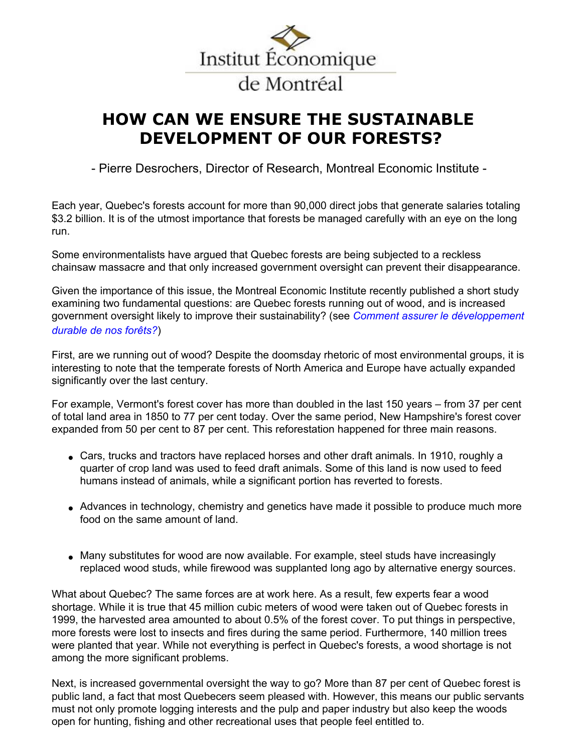Institut Économique de Montréal

# HOW CAN WE ENSURE THE SUSTAINABLE DEVELOPMENT OF OUR FORESTS?

- Pierre Desrochers, Director of Research, Montreal Economic Institute -

Each year, Quebec's forests account for more than 90,000 direct jobs that generate salaries totaling $3.2 billion. It is of the utmost importance that forests be managed carefully with an eye on the long run.

Some environmentalists have argued that Quebec forests are being subjected to a reckless chainsaw massacre and that only increased government oversight can prevent their disappearance.

Given the importance of this issue, the Montreal Economic Institute recently published a short study examining two fundamental questions: are Quebec forests running out of wood, and is increased government oversight likely to improve their sustainability? (see *Comment assurer le développement durable de nos forêts?*)

First, are we running out of wood? Despite the doomsday rhetoric of most environmental groups, it is interesting to note that the temperate forests of North America and Europe have actually expanded significantly over the last century.

For example, Vermont's forest cover has more than doubled in the last 150 years – from 37 per cent of total land area in 1850 to 77 per cent today. Over the same period, New Hampshire's forest cover expanded from 50 per cent to 87 per cent. This reforestation happened for three main reasons.

- Cars, trucks and tractors have replaced horses and other draft animals. In 1910, roughly a quarter of crop land was used to feed draft animals. Some of this land is now used to feed humans instead of animals, while a significant portion has reverted to forests.
- Advances in technology, chemistry and genetics have made it possible to produce much more food on the same amount of land.
- Many substitutes for wood are now available. For example, steel studs have increasingly replaced wood studs, while firewood was supplanted long ago by alternative energy sources.

What about Quebec? The same forces are at work here. As a result, few experts fear a wood shortage. While it is true that 45 million cubic meters of wood were taken out of Quebec forests in 1999, the harvested area amounted to about 0.5% of the forest cover. To put things in perspective, more forests were lost to insects and fires during the same period. Furthermore, 140 million trees were planted that year. While not everything is perfect in Quebec's forests, a wood shortage is not among the more significant problems.

Next, is increased governmental oversight the way to go? More than 87 per cent of Quebec forest is public land, a fact that most Quebecers seem pleased with. However, this means our public servants must not only promote logging interests and the pulp and paper industry but also keep the woods open for hunting, fishing and other recreational uses that people feel entitled to.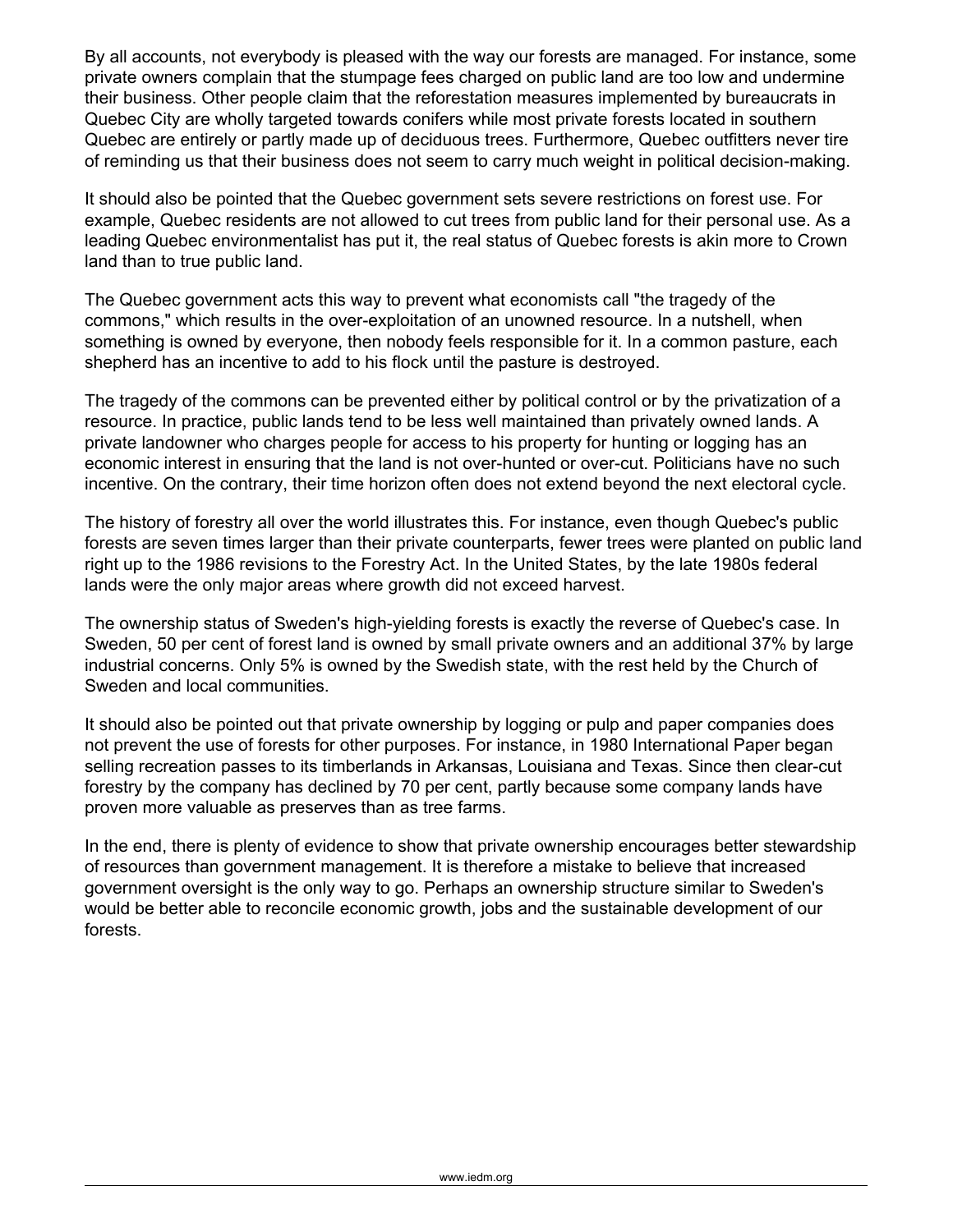By all accounts, not everybody is pleased with the way our forests are managed. For instance, some private owners complain that the stumpage fees charged on public land are too low and undermine their business. Other people claim that the reforestation measures implemented by bureaucrats in Quebec City are wholly targeted towards conifers while most private forests located in southern Quebec are entirely or partly made up of deciduous trees. Furthermore, Quebec outfitters never tire of reminding us that their business does not seem to carry much weight in political decision-making.

It should also be pointed that the Quebec government sets severe restrictions on forest use. For example, Quebec residents are not allowed to cut trees from public land for their personal use. As a leading Quebec environmentalist has put it, the real status of Quebec forests is akin more to Crown land than to true public land.

The Quebec government acts this way to prevent what economists call "the tragedy of the commons," which results in the over-exploitation of an unowned resource. In a nutshell, when something is owned by everyone, then nobody feels responsible for it. In a common pasture, each shepherd has an incentive to add to his flock until the pasture is destroyed.

The tragedy of the commons can be prevented either by political control or by the privatization of a resource. In practice, public lands tend to be less well maintained than privately owned lands. A private landowner who charges people for access to his property for hunting or logging has an economic interest in ensuring that the land is not over-hunted or over-cut. Politicians have no such incentive. On the contrary, their time horizon often does not extend beyond the next electoral cycle.

The history of forestry all over the world illustrates this. For instance, even though Quebec's public forests are seven times larger than their private counterparts, fewer trees were planted on public land right up to the 1986 revisions to the Forestry Act. In the United States, by the late 1980s federal lands were the only major areas where growth did not exceed harvest.

The ownership status of Sweden's high-yielding forests is exactly the reverse of Quebec's case. In Sweden, 50 per cent of forest land is owned by small private owners and an additional 37% by large industrial concerns. Only 5% is owned by the Swedish state, with the rest held by the Church of Sweden and local communities.

It should also be pointed out that private ownership by logging or pulp and paper companies does not prevent the use of forests for other purposes. For instance, in 1980 International Paper began selling recreation passes to its timberlands in Arkansas, Louisiana and Texas. Since then clear-cut forestry by the company has declined by 70 per cent, partly because some company lands have proven more valuable as preserves than as tree farms.

In the end, there is plenty of evidence to show that private ownership encourages better stewardship of resources than government management. It is therefore a mistake to believe that increased government oversight is the only way to go. Perhaps an ownership structure similar to Sweden's would be better able to reconcile economic growth, jobs and the sustainable development of our forests.